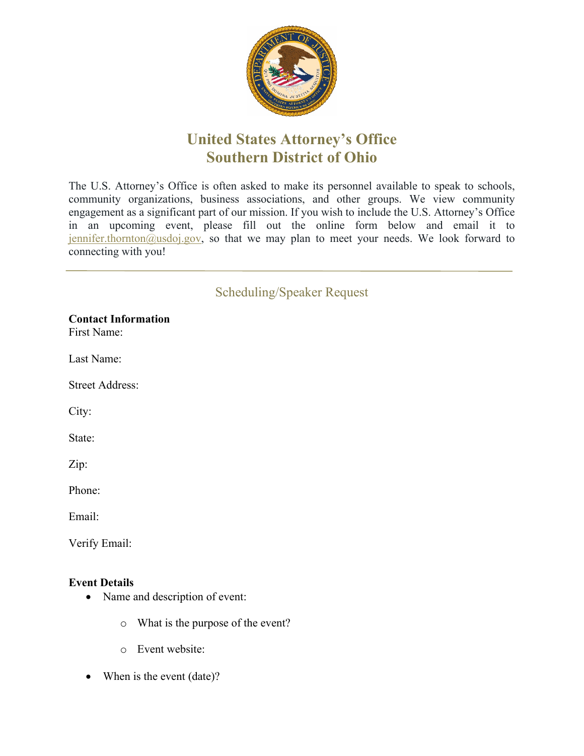# United States Attorney's Office
# Southern District of Ohio

The U.S. Attorney's Office is often asked to make its personnel available to speak to schools, community organizations, business associations, and other groups. We view community engagement as a significant part of our mission. If you wish to include the U.S. Attorney's Office in an upcoming event, please fill out the online form below and email it to jennifer.thornton@usdoj.gov, so that we may plan to meet your needs. We look forward to connecting with you!

---

## Scheduling/Speaker Request

**Contact Information**

First Name:

Last Name:

Street Address:

City:

State:

Zip:

Phone:

Email:

Verify Email:

**Event Details**

- Name and description of event:
  - What is the purpose of the event?
  - Event website:
- When is the event (date)?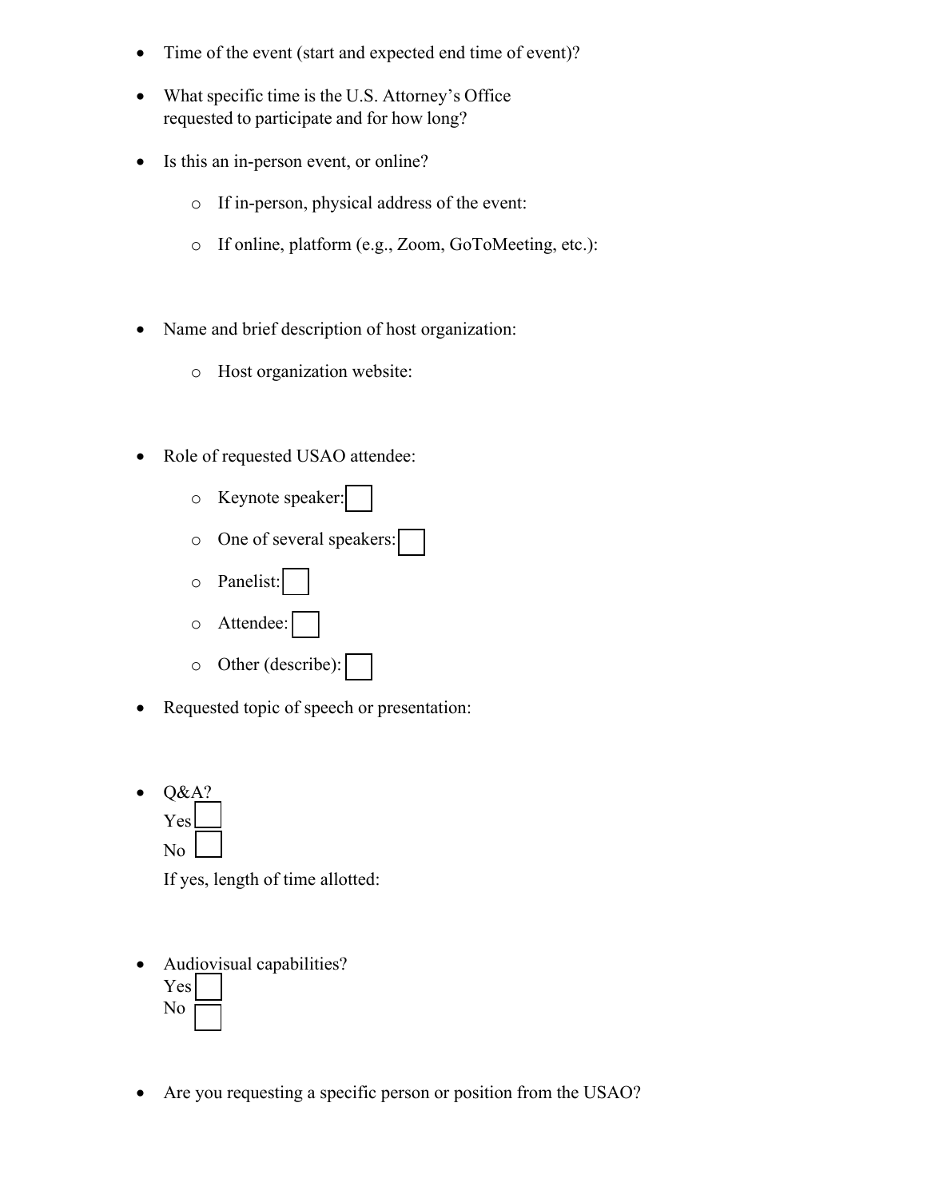- Time of the event (start and expected end time of event)?

- What specific time is the U.S. Attorney's Office requested to participate and for how long?

- Is this an in-person event, or online?

  - If in-person, physical address of the event:

  - If online, platform (e.g., Zoom, GoToMeeting, etc.):

- Name and brief description of host organization:

  - Host organization website:

- Role of requested USAO attendee:

  - Keynote speaker: ☐

  - One of several speakers: ☐

  - Panelist: ☐

  - Attendee: ☐

  - Other (describe): ☐

- Requested topic of speech or presentation:

- Q&A?
  Yes ☐
  No ☐
  If yes, length of time allotted:

- Audiovisual capabilities?
  Yes ☐
  No ☐

- Are you requesting a specific person or position from the USAO?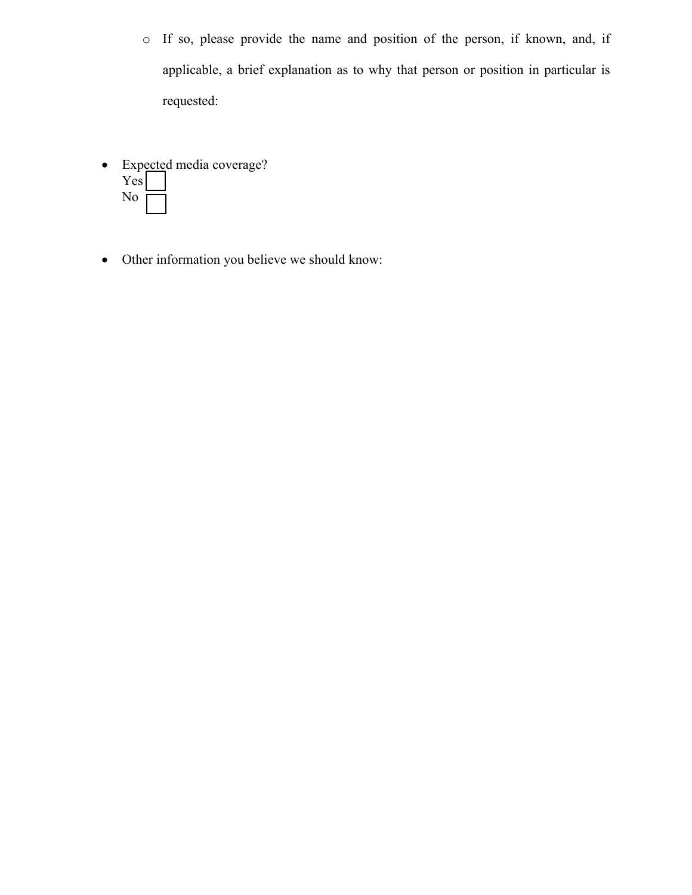- If so, please provide the name and position of the person, if known, and, if applicable, a brief explanation as to why that person or position in particular is requested:

- Expected media coverage?
  Yes ☐
  No ☐

- Other information you believe we should know: